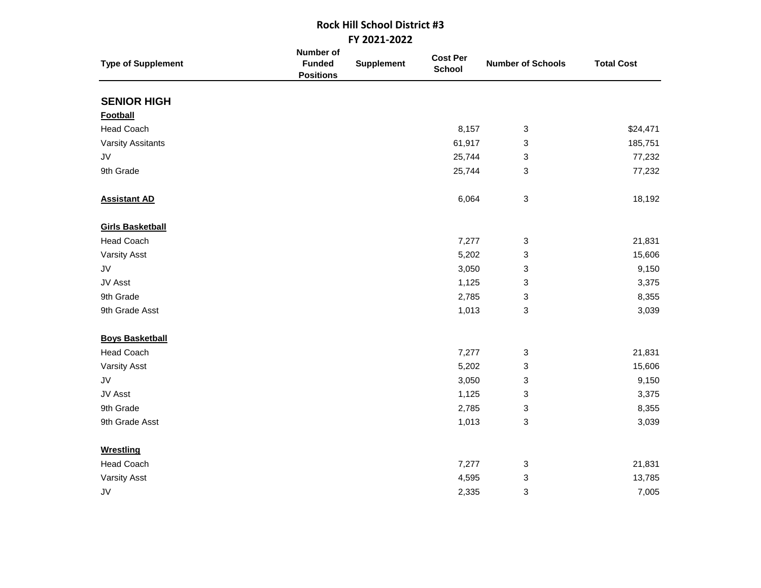# Rock Hill School District #3

## FY 2021-2022

| Type of Supplement | Number of Funded Positions | Supplement | Cost Per School | Number of Schools | Total Cost |
|---|---|---|---|---|---|
| **SENIOR HIGH** | | | | | |
| **Football** | | | | | |
| Head Coach | | | 8,157 | 3 | $24,471 |
| Varsity Assitants | | | 61,917 | 3 | 185,751 |
| JV | | | 25,744 | 3 | 77,232 |
| 9th Grade | | | 25,744 | 3 | 77,232 |
| **Assistant AD** | | | 6,064 | 3 | 18,192 |
| **Girls Basketball** | | | | | |
| Head Coach | | | 7,277 | 3 | 21,831 |
| Varsity Asst | | | 5,202 | 3 | 15,606 |
| JV | | | 3,050 | 3 | 9,150 |
| JV Asst | | | 1,125 | 3 | 3,375 |
| 9th Grade | | | 2,785 | 3 | 8,355 |
| 9th Grade Asst | | | 1,013 | 3 | 3,039 |
| **Boys Basketball** | | | | | |
| Head Coach | | | 7,277 | 3 | 21,831 |
| Varsity Asst | | | 5,202 | 3 | 15,606 |
| JV | | | 3,050 | 3 | 9,150 |
| JV Asst | | | 1,125 | 3 | 3,375 |
| 9th Grade | | | 2,785 | 3 | 8,355 |
| 9th Grade Asst | | | 1,013 | 3 | 3,039 |
| **Wrestling** | | | | | |
| Head Coach | | | 7,277 | 3 | 21,831 |
| Varsity Asst | | | 4,595 | 3 | 13,785 |
| JV | | | 2,335 | 3 | 7,005 |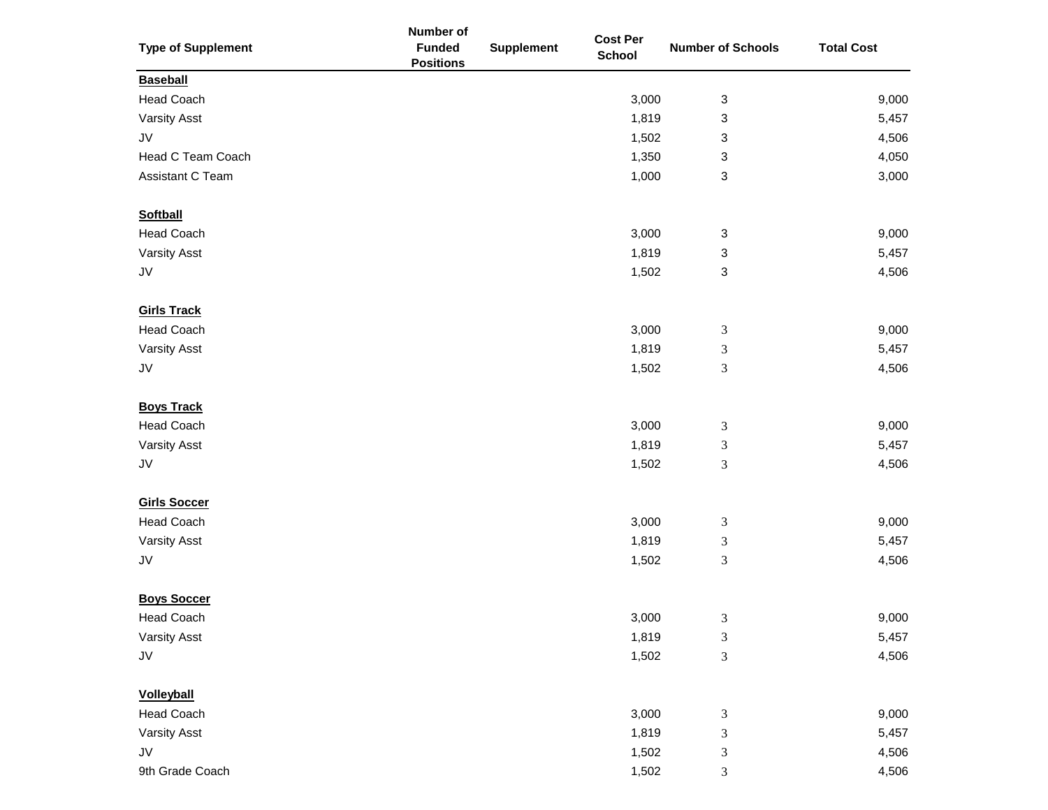| Type of Supplement | Number of Funded Positions | Supplement | Cost Per School | Number of Schools | Total Cost |
|---|---|---|---|---|---|
| **Baseball** | | | | | |
| Head Coach | | | 3,000 | 3 | 9,000 |
| Varsity Asst | | | 1,819 | 3 | 5,457 |
| JV | | | 1,502 | 3 | 4,506 |
| Head C Team Coach | | | 1,350 | 3 | 4,050 |
| Assistant C Team | | | 1,000 | 3 | 3,000 |
| | | | | | |
| **Softball** | | | | | |
| Head Coach | | | 3,000 | 3 | 9,000 |
| Varsity Asst | | | 1,819 | 3 | 5,457 |
| JV | | | 1,502 | 3 | 4,506 |
| | | | | | |
| **Girls Track** | | | | | |
| Head Coach | | | 3,000 | 3 | 9,000 |
| Varsity Asst | | | 1,819 | 3 | 5,457 |
| JV | | | 1,502 | 3 | 4,506 |
| | | | | | |
| **Boys Track** | | | | | |
| Head Coach | | | 3,000 | 3 | 9,000 |
| Varsity Asst | | | 1,819 | 3 | 5,457 |
| JV | | | 1,502 | 3 | 4,506 |
| | | | | | |
| **Girls Soccer** | | | | | |
| Head Coach | | | 3,000 | 3 | 9,000 |
| Varsity Asst | | | 1,819 | 3 | 5,457 |
| JV | | | 1,502 | 3 | 4,506 |
| | | | | | |
| **Boys Soccer** | | | | | |
| Head Coach | | | 3,000 | 3 | 9,000 |
| Varsity Asst | | | 1,819 | 3 | 5,457 |
| JV | | | 1,502 | 3 | 4,506 |
| | | | | | |
| **Volleyball** | | | | | |
| Head Coach | | | 3,000 | 3 | 9,000 |
| Varsity Asst | | | 1,819 | 3 | 5,457 |
| JV | | | 1,502 | 3 | 4,506 |
| 9th Grade Coach | | | 1,502 | 3 | 4,506 |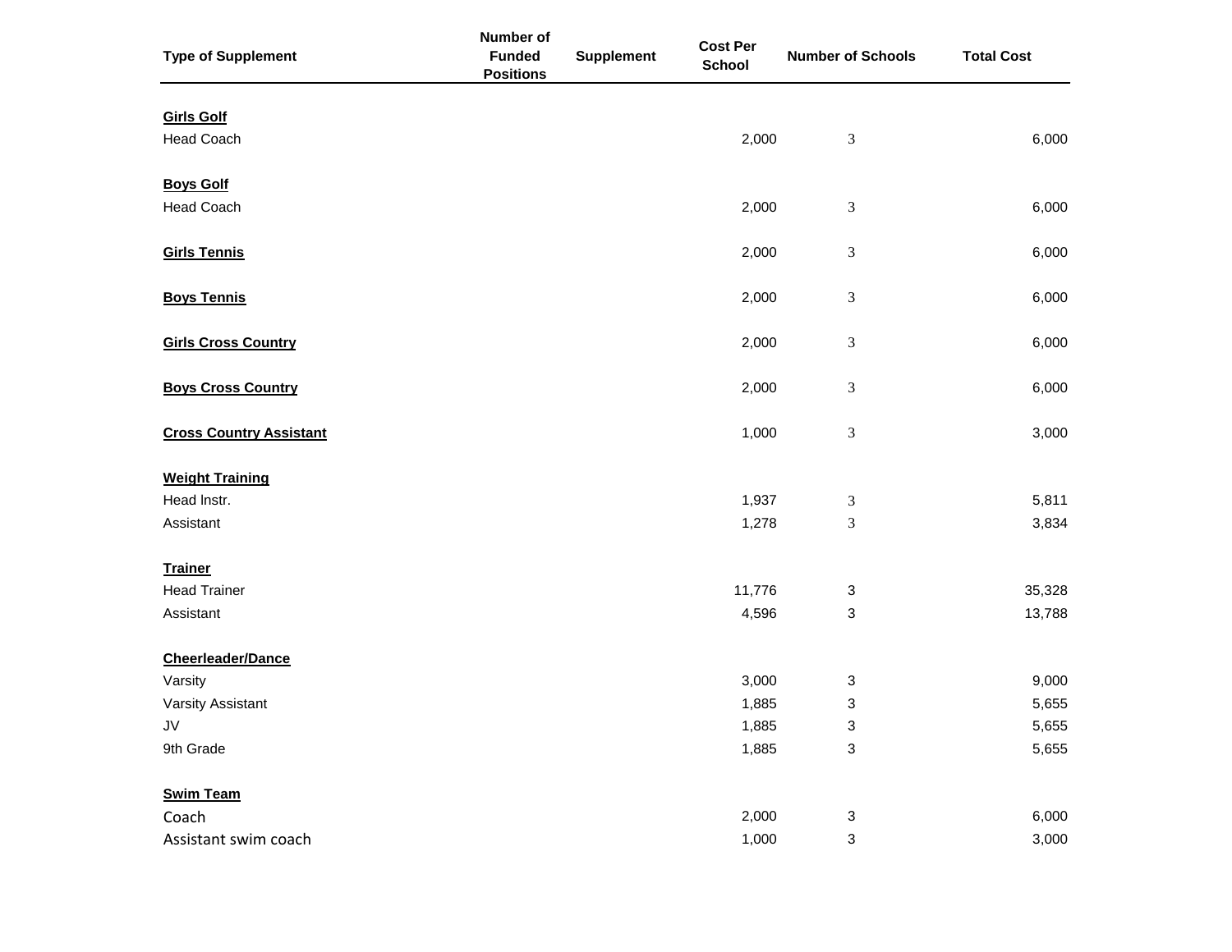| Type of Supplement | Number of Funded Positions | Supplement | Cost Per School | Number of Schools | Total Cost |
|---|---|---|---|---|---|
| **Girls Golf** | | | | | |
| Head Coach | | | 2,000 | 3 | 6,000 |
| **Boys Golf** | | | | | |
| Head Coach | | | 2,000 | 3 | 6,000 |
| **Girls Tennis** | | | 2,000 | 3 | 6,000 |
| **Boys Tennis** | | | 2,000 | 3 | 6,000 |
| **Girls Cross Country** | | | 2,000 | 3 | 6,000 |
| **Boys Cross Country** | | | 2,000 | 3 | 6,000 |
| **Cross Country Assistant** | | | 1,000 | 3 | 3,000 |
| **Weight Training** | | | | | |
| Head Instr. | | | 1,937 | 3 | 5,811 |
| Assistant | | | 1,278 | 3 | 3,834 |
| **Trainer** | | | | | |
| Head Trainer | | | 11,776 | 3 | 35,328 |
| Assistant | | | 4,596 | 3 | 13,788 |
| **Cheerleader/Dance** | | | | | |
| Varsity | | | 3,000 | 3 | 9,000 |
| Varsity Assistant | | | 1,885 | 3 | 5,655 |
| JV | | | 1,885 | 3 | 5,655 |
| 9th Grade | | | 1,885 | 3 | 5,655 |
| **Swim Team** | | | | | |
| Coach | | | 2,000 | 3 | 6,000 |
| Assistant swim coach | | | 1,000 | 3 | 3,000 |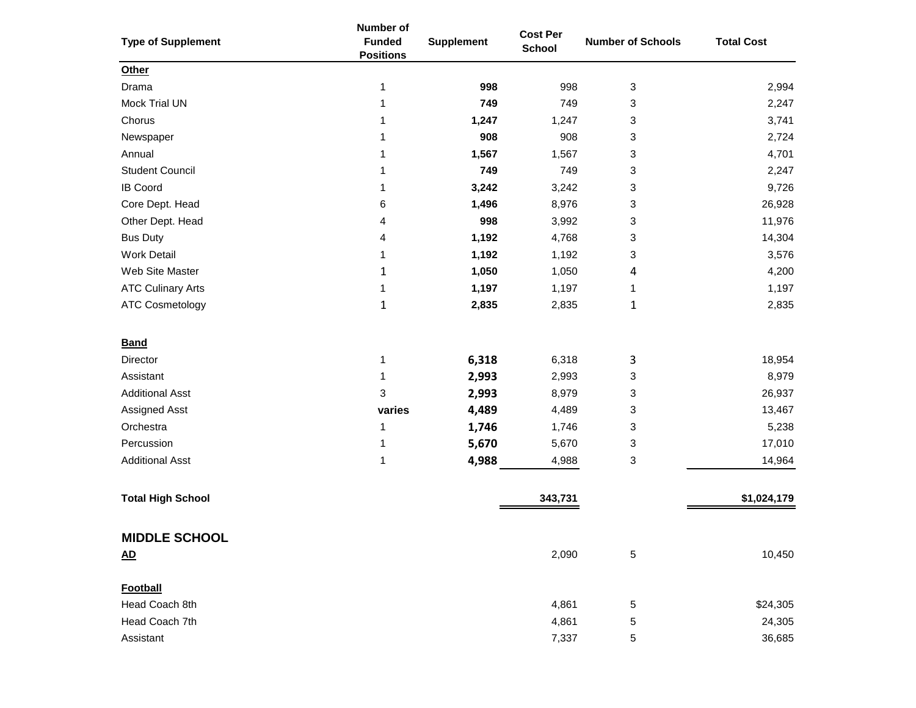| Type of Supplement | Number of Funded Positions | Supplement | Cost Per School | Number of Schools | Total Cost |
|---|---|---|---|---|---|
| **Other** | | | | | |
| Drama | 1 | **998** | 998 | 3 | 2,994 |
| Mock Trial UN | 1 | **749** | 749 | 3 | 2,247 |
| Chorus | 1 | **1,247** | 1,247 | 3 | 3,741 |
| Newspaper | 1 | **908** | 908 | 3 | 2,724 |
| Annual | 1 | **1,567** | 1,567 | 3 | 4,701 |
| Student Council | 1 | **749** | 749 | 3 | 2,247 |
| IB Coord | 1 | **3,242** | 3,242 | 3 | 9,726 |
| Core Dept. Head | 6 | **1,496** | 8,976 | 3 | 26,928 |
| Other Dept. Head | 4 | **998** | 3,992 | 3 | 11,976 |
| Bus Duty | 4 | **1,192** | 4,768 | 3 | 14,304 |
| Work Detail | 1 | **1,192** | 1,192 | 3 | 3,576 |
| Web Site Master | 1 | **1,050** | 1,050 | 4 | 4,200 |
| ATC Culinary Arts | 1 | **1,197** | 1,197 | 1 | 1,197 |
| ATC Cosmetology | 1 | **2,835** | 2,835 | 1 | 2,835 |
| | | | | | |
| **Band** | | | | | |
| Director | 1 | **6,318** | 6,318 | 3 | 18,954 |
| Assistant | 1 | **2,993** | 2,993 | 3 | 8,979 |
| Additional Asst | 3 | **2,993** | 8,979 | 3 | 26,937 |
| Assigned Asst | **varies** | **4,489** | 4,489 | 3 | 13,467 |
| Orchestra | 1 | **1,746** | 1,746 | 3 | 5,238 |
| Percussion | 1 | **5,670** | 5,670 | 3 | 17,010 |
| Additional Asst | 1 | **4,988** | 4,988 | 3 | 14,964 |
| | | | | | |
| **Total High School** | | | **343,731** | | **$1,024,179** |

## MIDDLE SCHOOL

| Type of Supplement | Number of Funded Positions | Supplement | Cost Per School | Number of Schools | Total Cost |
|---|---|---|---|---|---|
| **AD** | | | 2,090 | 5 | 10,450 |
| | | | | | |
| **Football** | | | | | |
| Head Coach 8th | | | 4,861 | 5 | $24,305 |
| Head Coach 7th | | | 4,861 | 5 | 24,305 |
| Assistant | | | 7,337 | 5 | 36,685 |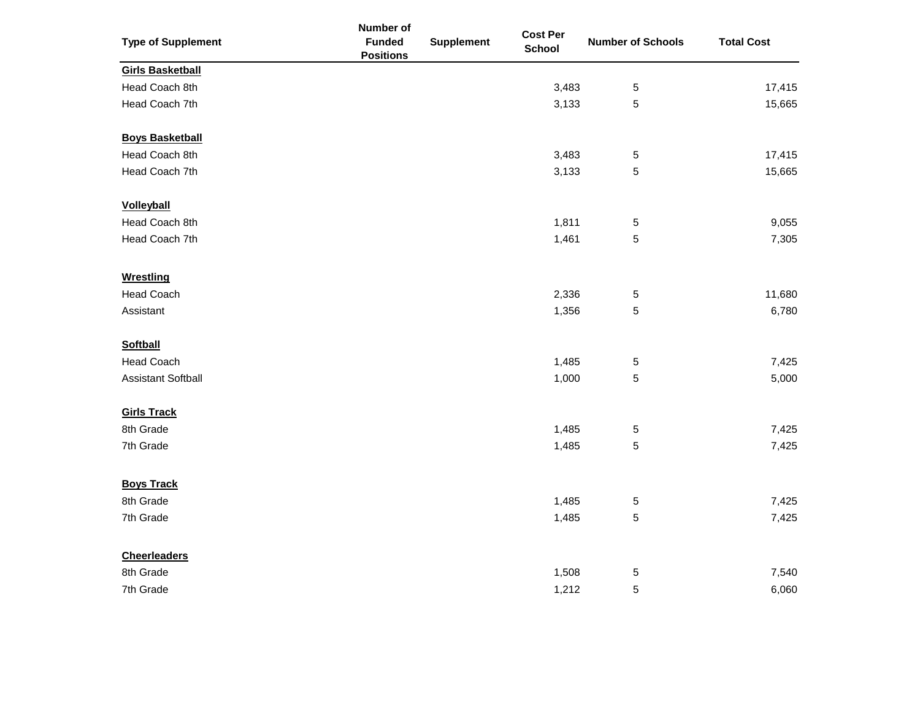| Type of Supplement | Number of Funded Positions | Supplement | Cost Per School | Number of Schools | Total Cost |
|---|---|---|---|---|---|
| **Girls Basketball** | | | | | |
| Head Coach 8th | | | 3,483 | 5 | 17,415 |
| Head Coach 7th | | | 3,133 | 5 | 15,665 |
| | | | | | |
| **Boys Basketball** | | | | | |
| Head Coach 8th | | | 3,483 | 5 | 17,415 |
| Head Coach 7th | | | 3,133 | 5 | 15,665 |
| | | | | | |
| **Volleyball** | | | | | |
| Head Coach 8th | | | 1,811 | 5 | 9,055 |
| Head Coach 7th | | | 1,461 | 5 | 7,305 |
| | | | | | |
| **Wrestling** | | | | | |
| Head Coach | | | 2,336 | 5 | 11,680 |
| Assistant | | | 1,356 | 5 | 6,780 |
| | | | | | |
| **Softball** | | | | | |
| Head Coach | | | 1,485 | 5 | 7,425 |
| Assistant Softball | | | 1,000 | 5 | 5,000 |
| | | | | | |
| **Girls Track** | | | | | |
| 8th Grade | | | 1,485 | 5 | 7,425 |
| 7th Grade | | | 1,485 | 5 | 7,425 |
| | | | | | |
| **Boys Track** | | | | | |
| 8th Grade | | | 1,485 | 5 | 7,425 |
| 7th Grade | | | 1,485 | 5 | 7,425 |
| | | | | | |
| **Cheerleaders** | | | | | |
| 8th Grade | | | 1,508 | 5 | 7,540 |
| 7th Grade | | | 1,212 | 5 | 6,060 |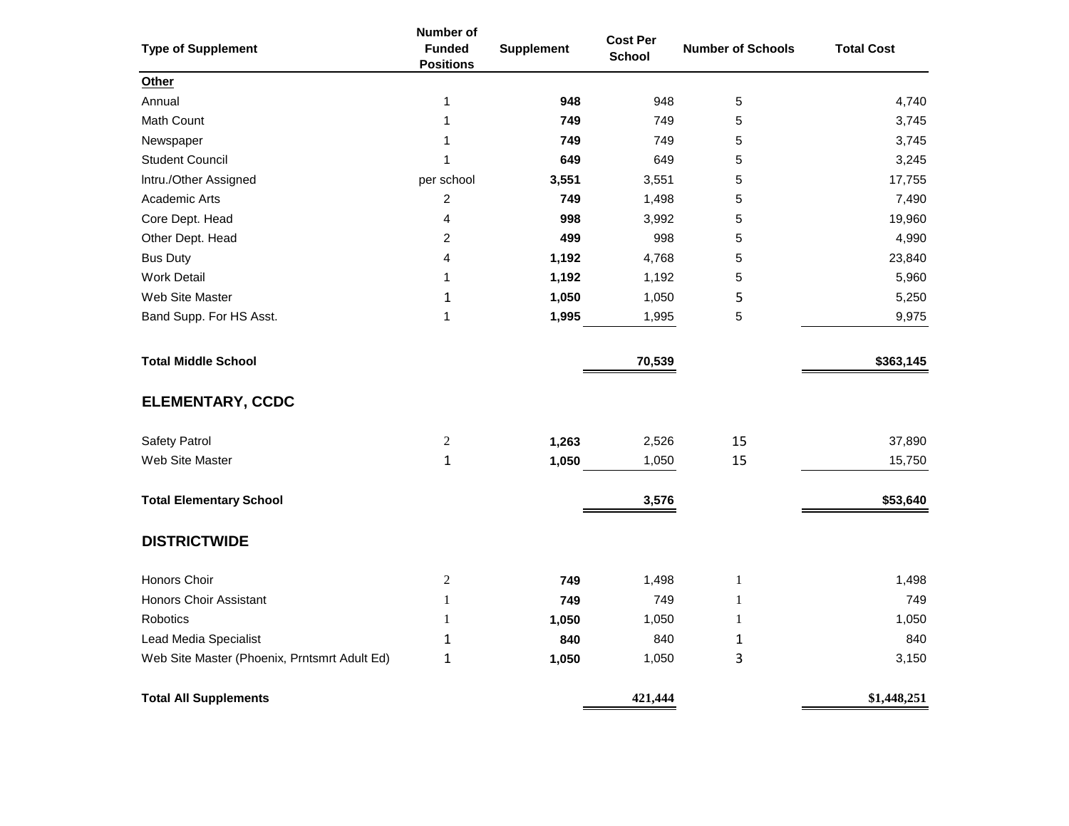| Type of Supplement | Number of Funded Positions | Supplement | Cost Per School | Number of Schools | Total Cost |
|---|---|---|---|---|---|
| **Other** | | | | | |
| Annual | 1 | **948** | 948 | 5 | 4,740 |
| Math Count | 1 | **749** | 749 | 5 | 3,745 |
| Newspaper | 1 | **749** | 749 | 5 | 3,745 |
| Student Council | 1 | **649** | 649 | 5 | 3,245 |
| Intru./Other Assigned | per school | **3,551** | 3,551 | 5 | 17,755 |
| Academic Arts | 2 | **749** | 1,498 | 5 | 7,490 |
| Core Dept. Head | 4 | **998** | 3,992 | 5 | 19,960 |
| Other Dept. Head | 2 | **499** | 998 | 5 | 4,990 |
| Bus Duty | 4 | **1,192** | 4,768 | 5 | 23,840 |
| Work Detail | 1 | **1,192** | 1,192 | 5 | 5,960 |
| Web Site Master | 1 | **1,050** | 1,050 | 5 | 5,250 |
| Band Supp. For HS Asst. | 1 | **1,995** | 1,995 | 5 | 9,975 |
| **Total Middle School** | | | **70,539** | | **$363,145** |
| **ELEMENTARY, CCDC** | | | | | |
| Safety Patrol | 2 | **1,263** | 2,526 | 15 | 37,890 |
| Web Site Master | 1 | **1,050** | 1,050 | 15 | 15,750 |
| **Total Elementary School** | | | **3,576** | | **$53,640** |
| **DISTRICTWIDE** | | | | | |
| Honors Choir | 2 | **749** | 1,498 | 1 | 1,498 |
| Honors Choir Assistant | 1 | **749** | 749 | 1 | 749 |
| Robotics | 1 | **1,050** | 1,050 | 1 | 1,050 |
| Lead Media Specialist | 1 | **840** | 840 | 1 | 840 |
| Web Site Master (Phoenix, Prntsmrt Adult Ed) | 1 | **1,050** | 1,050 | 3 | 3,150 |
| **Total All Supplements** | | | **421,444** | | **$1,448,251** |